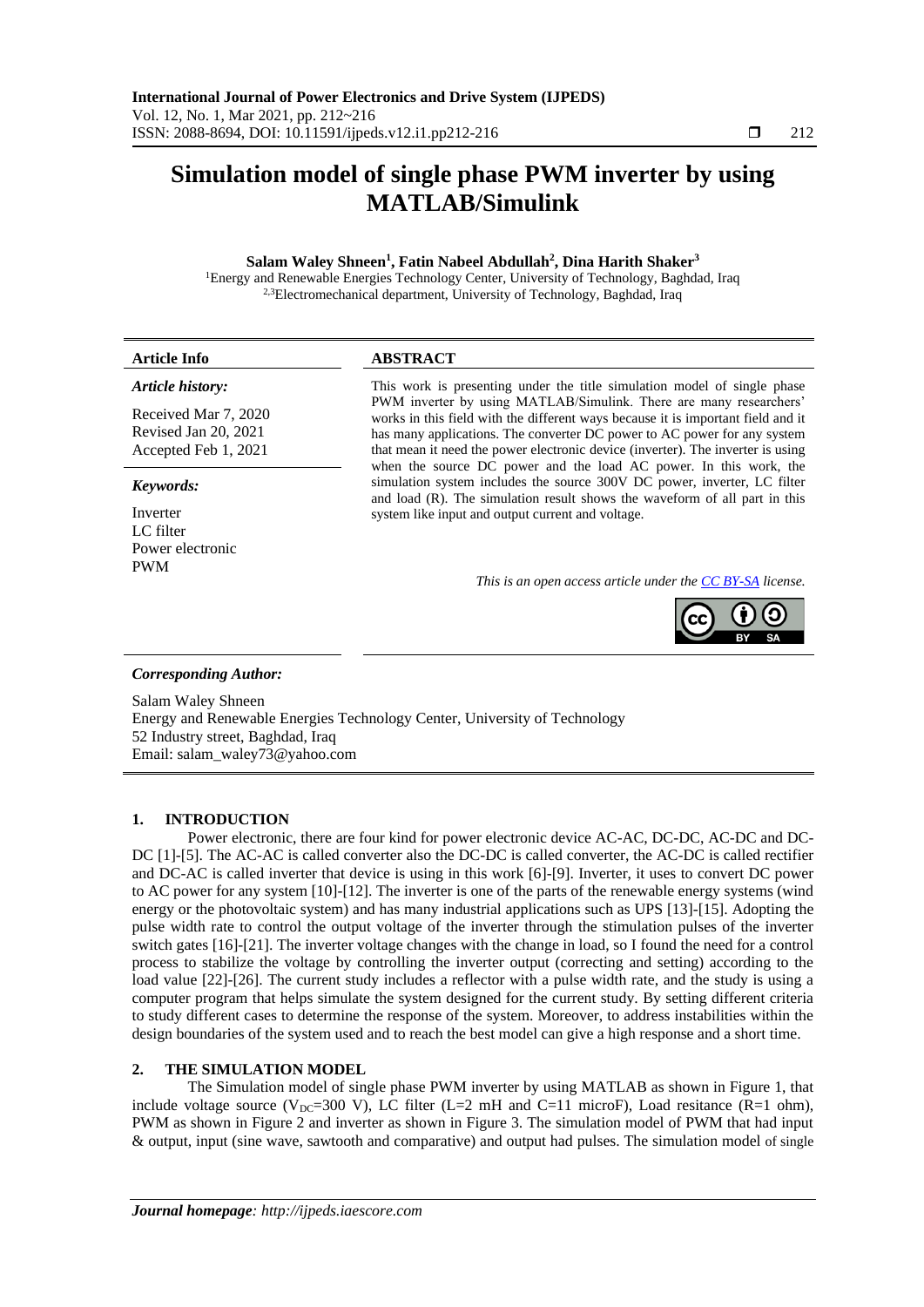# Simulation model of single phase PWM inverter by using MATLAB/Simulink

**Salam Waley Shneen[1], Fatin Nabeel Abdullah[2], Dina Harith Shaker[3]**

[1]Energy and Renewable Energies Technology Center, University of Technology, Baghdad, Iraq
[2,3]Electromechanical department, University of Technology, Baghdad, Iraq

**Article Info**

***Article history:***

Received Mar 7, 2020
Revised Jan 20, 2021
Accepted Feb 1, 2021

***Keywords:***

Inverter
LC filter
Power electronic
PWM

**ABSTRACT**

This work is presenting under the title simulation model of single phase PWM inverter by using MATLAB/Simulink. There are many researchers' works in this field with the different ways because it is important field and it has many applications. The converter DC power to AC power for any system that mean it need the power electronic device (inverter). The inverter is using when the source DC power and the load AC power. In this work, the simulation system includes the source 300V DC power, inverter, LC filter and load (R). The simulation result shows the waveform of all part in this system like input and output current and voltage.

*This is an open access article under the CC BY-SA license.*

***Corresponding Author:***

Salam Waley Shneen
Energy and Renewable Energies Technology Center, University of Technology
52 Industry street, Baghdad, Iraq
Email: salam_waley73@yahoo.com

## 1. INTRODUCTION

Power electronic, there are four kind for power electronic device AC-AC, DC-DC, AC-DC and DC-DC [1]-[5]. The AC-AC is called converter also the DC-DC is called converter, the AC-DC is called rectifier and DC-AC is called inverter that device is using in this work [6]-[9]. Inverter, it uses to convert DC power to AC power for any system [10]-[12]. The inverter is one of the parts of the renewable energy systems (wind energy or the photovoltaic system) and has many industrial applications such as UPS [13]-[15]. Adopting the pulse width rate to control the output voltage of the inverter through the stimulation pulses of the inverter switch gates [16]-[21]. The inverter voltage changes with the change in load, so I found the need for a control process to stabilize the voltage by controlling the inverter output (correcting and setting) according to the load value [22]-[26]. The current study includes a reflector with a pulse width rate, and the study is using a computer program that helps simulate the system designed for the current study. By setting different criteria to study different cases to determine the response of the system. Moreover, to address instabilities within the design boundaries of the system used and to reach the best model can give a high response and a short time.

## 2. THE SIMULATION MODEL

The Simulation model of single phase PWM inverter by using MATLAB as shown in Figure 1, that include voltage source ($V_{DC}$=300 V), LC filter (L=2 mH and C=11 microF), Load resitance (R=1 ohm), PWM as shown in Figure 2 and inverter as shown in Figure 3. The simulation model of PWM that had input & output, input (sine wave, sawtooth and comparative) and output had pulses. The simulation model of single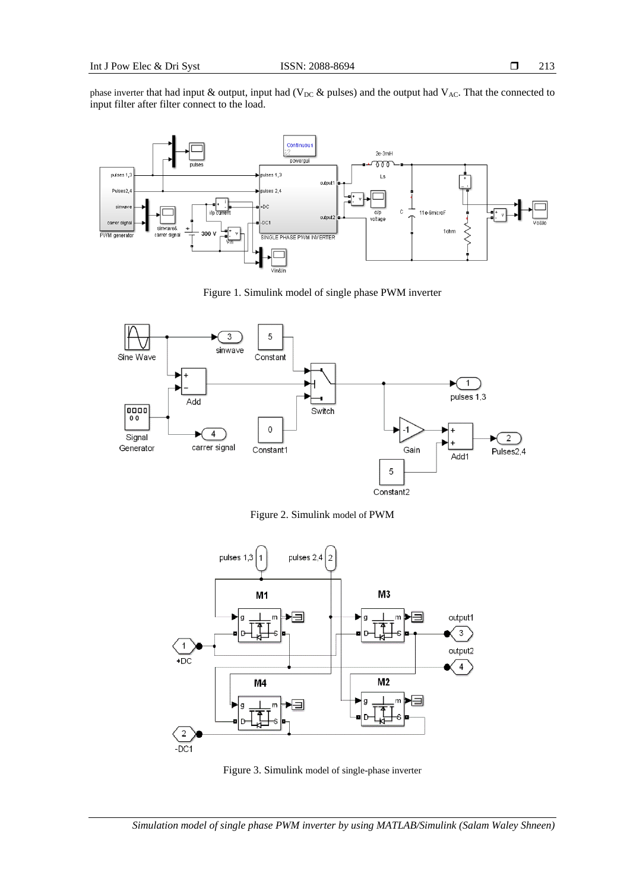phase inverter that had input & output, input had ($V_{DC}$ & pulses) and the output had $V_{AC}$. That the connected to input filter after filter connect to the load.

Figure 1. Simulink model of single phase PWM inverter

Figure 2. Simulink model of PWM

Figure 3. Simulink model of single-phase inverter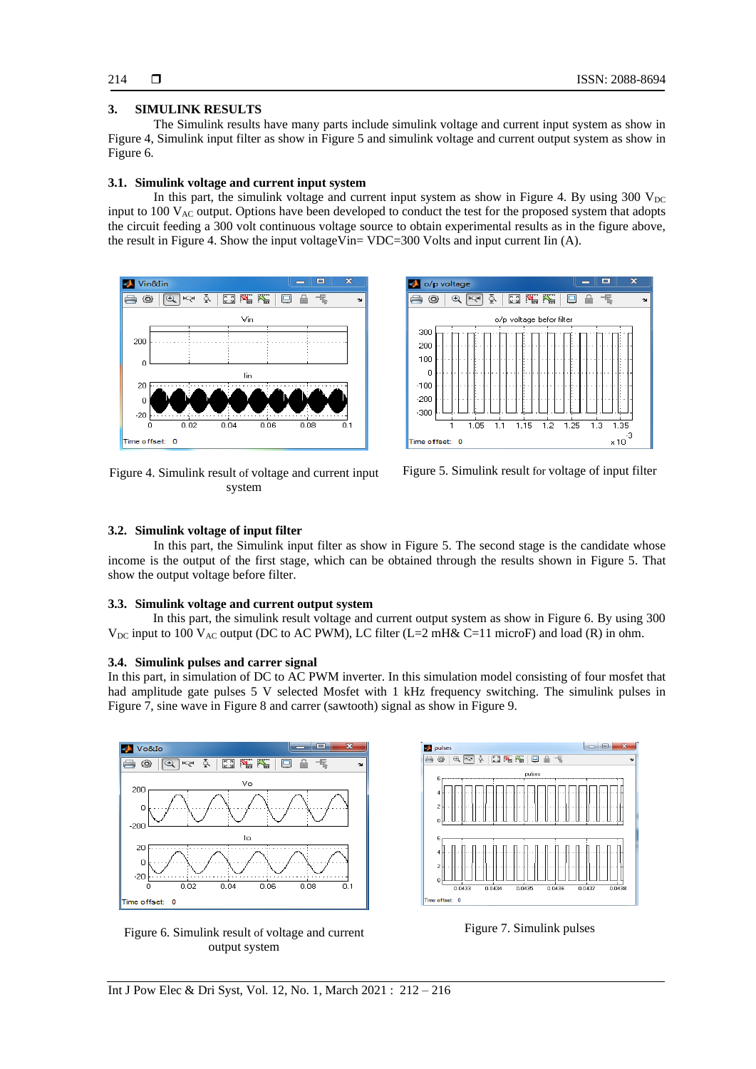## 3. SIMULINK RESULTS

The Simulink results have many parts include simulink voltage and current input system as show in Figure 4, Simulink input filter as show in Figure 5 and simulink voltage and current output system as show in Figure 6.

### 3.1. Simulink voltage and current input system

In this part, the simulink voltage and current input system as show in Figure 4. By using 300 $V_{DC}$ input to 100 $V_{AC}$ output. Options have been developed to conduct the test for the proposed system that adopts the circuit feeding a 300 volt continuous voltage source to obtain experimental results as in the figure above, the result in Figure 4. Show the input voltageVin= VDC=300 Volts and input current Iin (A).

Figure 4. Simulink result of voltage and current input system

Figure 5. Simulink result for voltage of input filter

### 3.2. Simulink voltage of input filter

In this part, the Simulink input filter as show in Figure 5. The second stage is the candidate whose income is the output of the first stage, which can be obtained through the results shown in Figure 5. That show the output voltage before filter.

### 3.3. Simulink voltage and current output system

In this part, the simulink result voltage and current output system as show in Figure 6. By using 300 $V_{DC}$ input to 100 $V_{AC}$ output (DC to AC PWM), LC filter (L=2 mH& C=11 microF) and load (R) in ohm.

### 3.4. Simulink pulses and carrer signal

In this part, in simulation of DC to AC PWM inverter. In this simulation model consisting of four mosfet that had amplitude gate pulses 5 V selected Mosfet with 1 kHz frequency switching. The simulink pulses in Figure 7, sine wave in Figure 8 and carrer (sawtooth) signal as show in Figure 9.

Figure 6. Simulink result of voltage and current output system

Figure 7. Simulink pulses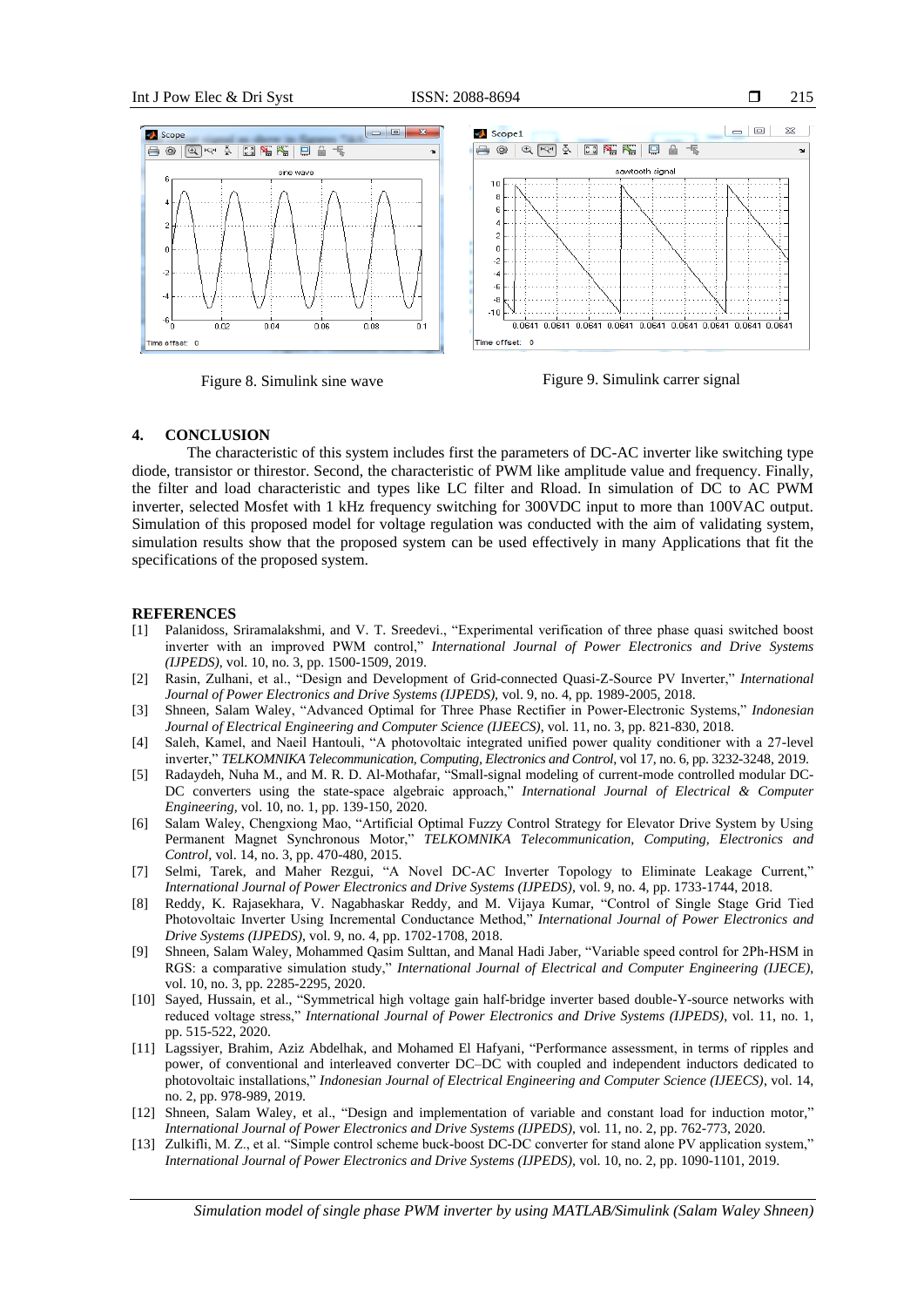Figure 8. Simulink sine wave

Figure 9. Simulink carrer signal

## 4. CONCLUSION

The characteristic of this system includes first the parameters of DC-AC inverter like switching type diode, transistor or thirestor. Second, the characteristic of PWM like amplitude value and frequency. Finally, the filter and load characteristic and types like LC filter and Rload. In simulation of DC to AC PWM inverter, selected Mosfet with 1 kHz frequency switching for 300VDC input to more than 100VAC output. Simulation of this proposed model for voltage regulation was conducted with the aim of validating system, simulation results show that the proposed system can be used effectively in many Applications that fit the specifications of the proposed system.

## REFERENCES

[1] Palanidoss, Sriramalakshmi, and V. T. Sreedevi., "Experimental verification of three phase quasi switched boost inverter with an improved PWM control," *International Journal of Power Electronics and Drive Systems (IJPEDS)*, vol. 10, no. 3, pp. 1500-1509, 2019.

[2] Rasin, Zulhani, et al., "Design and Development of Grid-connected Quasi-Z-Source PV Inverter," *International Journal of Power Electronics and Drive Systems (IJPEDS)*, vol. 9, no. 4, pp. 1989-2005, 2018.

[3] Shneen, Salam Waley, "Advanced Optimal for Three Phase Rectifier in Power-Electronic Systems," *Indonesian Journal of Electrical Engineering and Computer Science (IJEECS)*, vol. 11, no. 3, pp. 821-830, 2018.

[4] Saleh, Kamel, and Naeil Hantouli, "A photovoltaic integrated unified power quality conditioner with a 27-level inverter," *TELKOMNIKA Telecommunication, Computing, Electronics and Control*, vol 17, no. 6, pp. 3232-3248, 2019.

[5] Radaydeh, Nuha M., and M. R. D. Al-Mothafar, "Small-signal modeling of current-mode controlled modular DC-DC converters using the state-space algebraic approach," *International Journal of Electrical & Computer Engineering*, vol. 10, no. 1, pp. 139-150, 2020.

[6] Salam Waley, Chengxiong Mao, "Artificial Optimal Fuzzy Control Strategy for Elevator Drive System by Using Permanent Magnet Synchronous Motor," *TELKOMNIKA Telecommunication, Computing, Electronics and Control*, vol. 14, no. 3, pp. 470-480, 2015.

[7] Selmi, Tarek, and Maher Rezgui, "A Novel DC-AC Inverter Topology to Eliminate Leakage Current," *International Journal of Power Electronics and Drive Systems (IJPEDS)*, vol. 9, no. 4, pp. 1733-1744, 2018.

[8] Reddy, K. Rajasekhara, V. Nagabhaskar Reddy, and M. Vijaya Kumar, "Control of Single Stage Grid Tied Photovoltaic Inverter Using Incremental Conductance Method," *International Journal of Power Electronics and Drive Systems (IJPEDS)*, vol. 9, no. 4, pp. 1702-1708, 2018.

[9] Shneen, Salam Waley, Mohammed Qasim Sulttan, and Manal Hadi Jaber, "Variable speed control for 2Ph-HSM in RGS: a comparative simulation study," *International Journal of Electrical and Computer Engineering (IJECE)*, vol. 10, no. 3, pp. 2285-2295, 2020.

[10] Sayed, Hussain, et al., "Symmetrical high voltage gain half-bridge inverter based double-Y-source networks with reduced voltage stress," *International Journal of Power Electronics and Drive Systems (IJPEDS)*, vol. 11, no. 1, pp. 515-522, 2020.

[11] Lagssiyer, Brahim, Aziz Abdelhak, and Mohamed El Hafyani, "Performance assessment, in terms of ripples and power, of conventional and interleaved converter DC–DC with coupled and independent inductors dedicated to photovoltaic installations," *Indonesian Journal of Electrical Engineering and Computer Science (IJEECS)*, vol. 14, no. 2, pp. 978-989, 2019.

[12] Shneen, Salam Waley, et al., "Design and implementation of variable and constant load for induction motor," *International Journal of Power Electronics and Drive Systems (IJPEDS)*, vol. 11, no. 2, pp. 762-773, 2020.

[13] Zulkifli, M. Z., et al. "Simple control scheme buck-boost DC-DC converter for stand alone PV application system," *International Journal of Power Electronics and Drive Systems (IJPEDS)*, vol. 10, no. 2, pp. 1090-1101, 2019.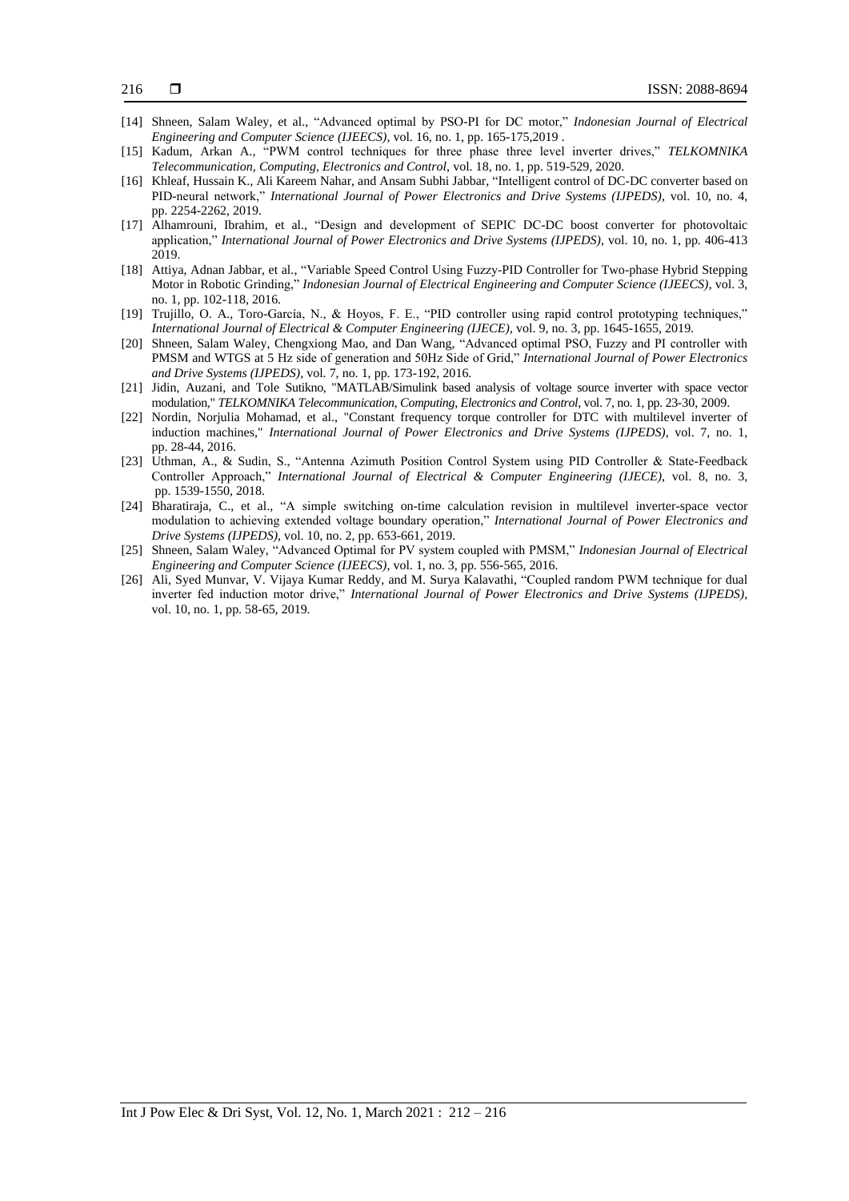[14] Shneen, Salam Waley, et al., "Advanced optimal by PSO-PI for DC motor," *Indonesian Journal of Electrical Engineering and Computer Science (IJEECS)*, vol. 16, no. 1, pp. 165-175,2019 .

[15] Kadum, Arkan A., "PWM control techniques for three phase three level inverter drives," *TELKOMNIKA Telecommunication, Computing, Electronics and Control*, vol. 18, no. 1, pp. 519-529, 2020.

[16] Khleaf, Hussain K., Ali Kareem Nahar, and Ansam Subhi Jabbar, "Intelligent control of DC-DC converter based on PID-neural network," *International Journal of Power Electronics and Drive Systems (IJPEDS)*, vol. 10, no. 4, pp. 2254-2262, 2019.

[17] Alhamrouni, Ibrahim, et al., "Design and development of SEPIC DC-DC boost converter for photovoltaic application," *International Journal of Power Electronics and Drive Systems (IJPEDS)*, vol. 10, no. 1, pp. 406-413 2019.

[18] Attiya, Adnan Jabbar, et al., "Variable Speed Control Using Fuzzy-PID Controller for Two-phase Hybrid Stepping Motor in Robotic Grinding," *Indonesian Journal of Electrical Engineering and Computer Science (IJEECS)*, vol. 3, no. 1, pp. 102-118, 2016.

[19] Trujillo, O. A., Toro-García, N., & Hoyos, F. E., "PID controller using rapid control prototyping techniques," *International Journal of Electrical & Computer Engineering (IJECE)*, vol. 9, no. 3, pp. 1645-1655, 2019.

[20] Shneen, Salam Waley, Chengxiong Mao, and Dan Wang, "Advanced optimal PSO, Fuzzy and PI controller with PMSM and WTGS at 5 Hz side of generation and 50Hz Side of Grid," *International Journal of Power Electronics and Drive Systems (IJPEDS)*, vol. 7, no. 1, pp. 173-192, 2016.

[21] Jidin, Auzani, and Tole Sutikno, "MATLAB/Simulink based analysis of voltage source inverter with space vector modulation," *TELKOMNIKA Telecommunication, Computing, Electronics and Control*, vol. 7, no. 1, pp. 23-30, 2009.

[22] Nordin, Norjulia Mohamad, et al., "Constant frequency torque controller for DTC with multilevel inverter of induction machines," *International Journal of Power Electronics and Drive Systems (IJPEDS)*, vol. 7, no. 1, pp. 28-44, 2016.

[23] Uthman, A., & Sudin, S., "Antenna Azimuth Position Control System using PID Controller & State-Feedback Controller Approach," *International Journal of Electrical & Computer Engineering (IJECE)*, vol. 8, no. 3, pp. 1539-1550, 2018.

[24] Bharatiraja, C., et al., "A simple switching on-time calculation revision in multilevel inverter-space vector modulation to achieving extended voltage boundary operation," *International Journal of Power Electronics and Drive Systems (IJPEDS)*, vol. 10, no. 2, pp. 653-661, 2019.

[25] Shneen, Salam Waley, "Advanced Optimal for PV system coupled with PMSM," *Indonesian Journal of Electrical Engineering and Computer Science (IJEECS)*, vol. 1, no. 3, pp. 556-565, 2016.

[26] Ali, Syed Munvar, V. Vijaya Kumar Reddy, and M. Surya Kalavathi, "Coupled random PWM technique for dual inverter fed induction motor drive," *International Journal of Power Electronics and Drive Systems (IJPEDS)*, vol. 10, no. 1, pp. 58-65, 2019.